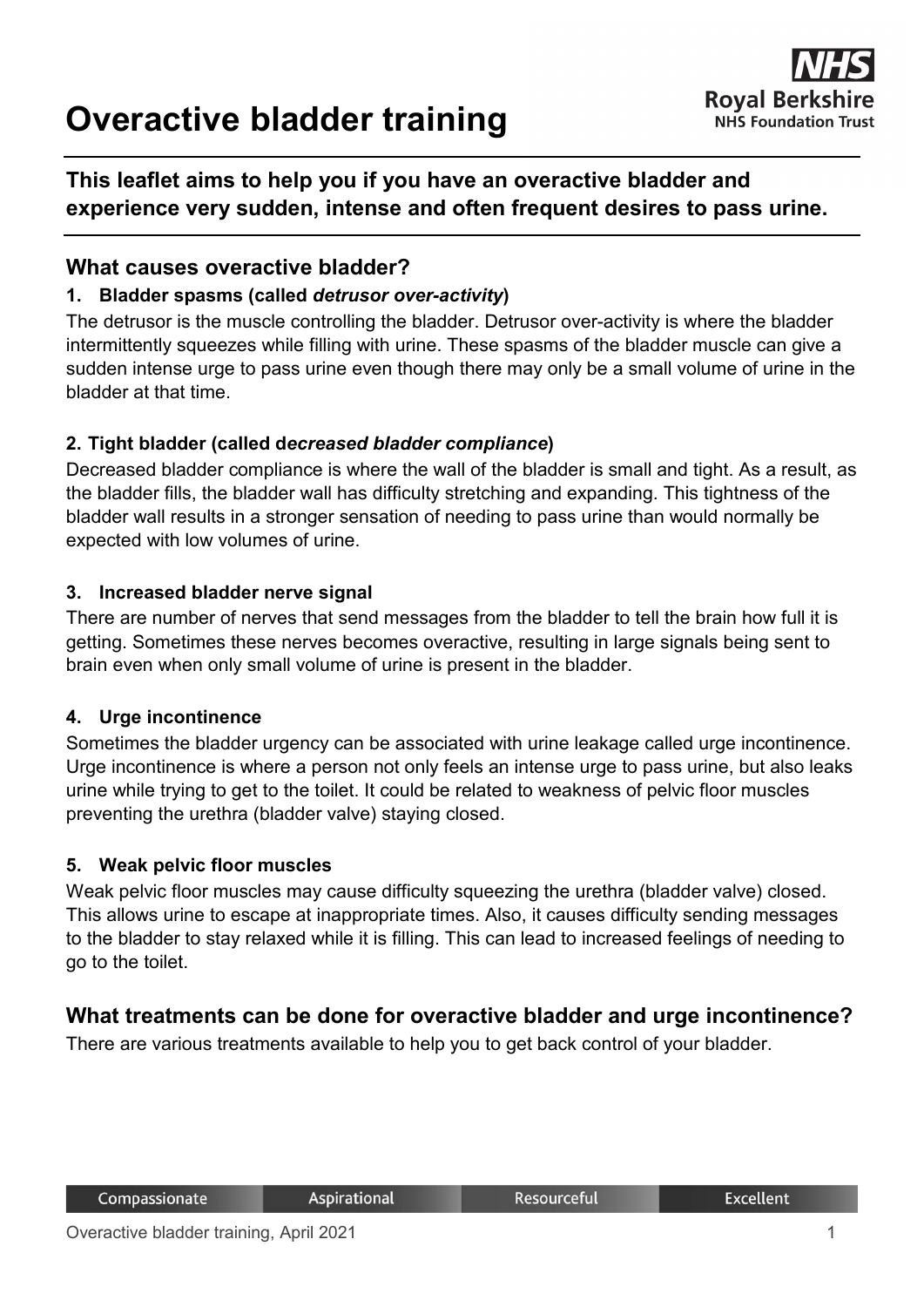# Overactive bladder training

**This leaflet aims to help you if you have an overactive bladder and experience very sudden, intense and often frequent desires to pass urine.**

## What causes overactive bladder?

### 1. Bladder spasms (called *detrusor over-activity*)

The detrusor is the muscle controlling the bladder. Detrusor over-activity is where the bladder intermittently squeezes while filling with urine. These spasms of the bladder muscle can give a sudden intense urge to pass urine even though there may only be a small volume of urine in the bladder at that time.

### 2. Tight bladder (called de*creased bladder compliance*)

Decreased bladder compliance is where the wall of the bladder is small and tight. As a result, as the bladder fills, the bladder wall has difficulty stretching and expanding. This tightness of the bladder wall results in a stronger sensation of needing to pass urine than would normally be expected with low volumes of urine.

### 3. Increased bladder nerve signal

There are number of nerves that send messages from the bladder to tell the brain how full it is getting. Sometimes these nerves becomes overactive, resulting in large signals being sent to brain even when only small volume of urine is present in the bladder.

### 4. Urge incontinence

Sometimes the bladder urgency can be associated with urine leakage called urge incontinence. Urge incontinence is where a person not only feels an intense urge to pass urine, but also leaks urine while trying to get to the toilet. It could be related to weakness of pelvic floor muscles preventing the urethra (bladder valve) staying closed.

### 5. Weak pelvic floor muscles

Weak pelvic floor muscles may cause difficulty squeezing the urethra (bladder valve) closed. This allows urine to escape at inappropriate times. Also, it causes difficulty sending messages to the bladder to stay relaxed while it is filling. This can lead to increased feelings of needing to go to the toilet.

## What treatments can be done for overactive bladder and urge incontinence?

There are various treatments available to help you to get back control of your bladder.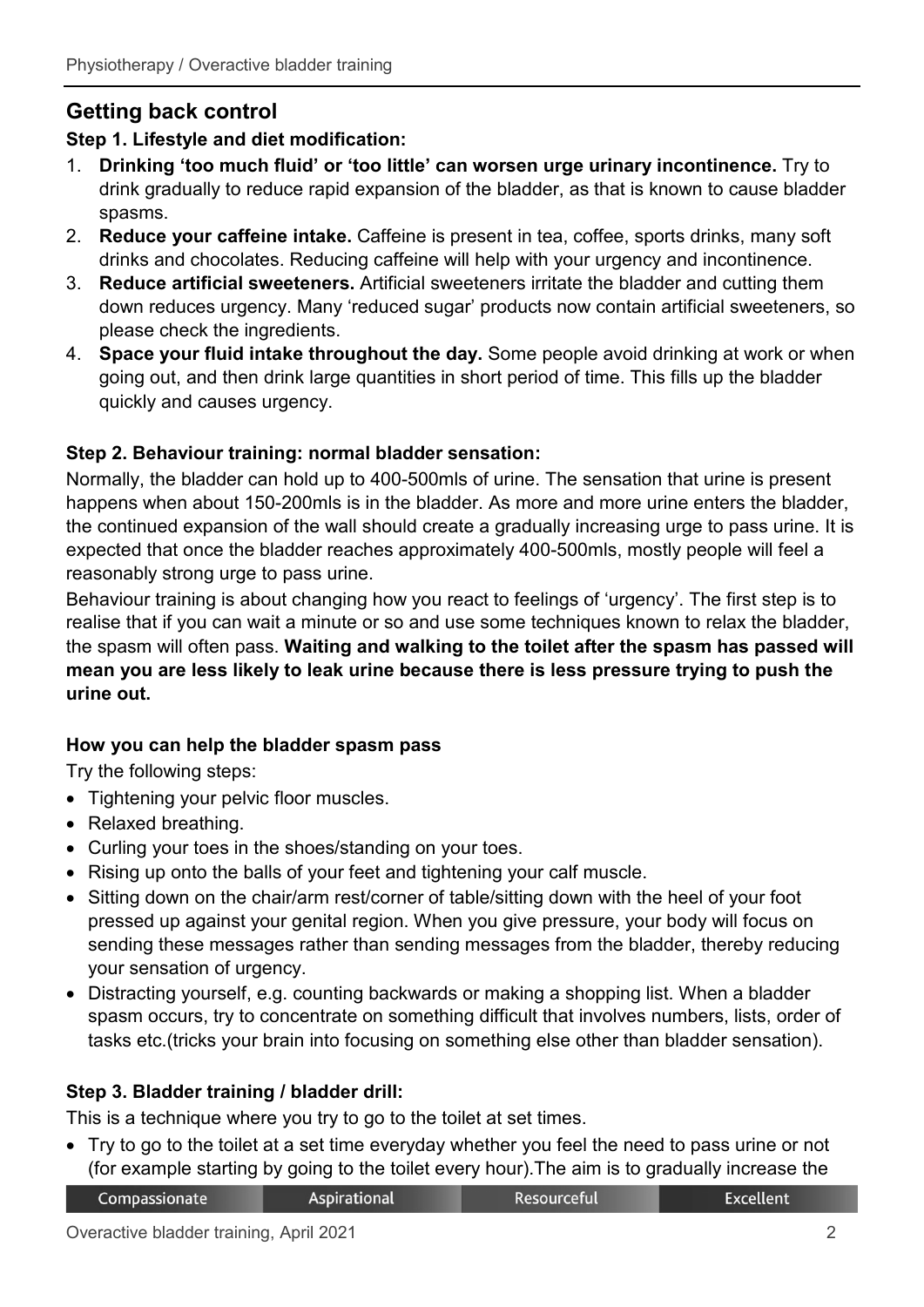## Getting back control

### Step 1. Lifestyle and diet modification:

1. **Drinking 'too much fluid' or 'too little' can worsen urge urinary incontinence.** Try to drink gradually to reduce rapid expansion of the bladder, as that is known to cause bladder spasms.
2. **Reduce your caffeine intake.** Caffeine is present in tea, coffee, sports drinks, many soft drinks and chocolates. Reducing caffeine will help with your urgency and incontinence.
3. **Reduce artificial sweeteners.** Artificial sweeteners irritate the bladder and cutting them down reduces urgency. Many 'reduced sugar' products now contain artificial sweeteners, so please check the ingredients.
4. **Space your fluid intake throughout the day.** Some people avoid drinking at work or when going out, and then drink large quantities in short period of time. This fills up the bladder quickly and causes urgency.

### Step 2. Behaviour training: normal bladder sensation:

Normally, the bladder can hold up to 400-500mls of urine. The sensation that urine is present happens when about 150-200mls is in the bladder. As more and more urine enters the bladder, the continued expansion of the wall should create a gradually increasing urge to pass urine. It is expected that once the bladder reaches approximately 400-500mls, mostly people will feel a reasonably strong urge to pass urine.

Behaviour training is about changing how you react to feelings of 'urgency'. The first step is to realise that if you can wait a minute or so and use some techniques known to relax the bladder, the spasm will often pass. **Waiting and walking to the toilet after the spasm has passed will mean you are less likely to leak urine because there is less pressure trying to push the urine out.**

### How you can help the bladder spasm pass

Try the following steps:

- Tightening your pelvic floor muscles.
- Relaxed breathing.
- Curling your toes in the shoes/standing on your toes.
- Rising up onto the balls of your feet and tightening your calf muscle.
- Sitting down on the chair/arm rest/corner of table/sitting down with the heel of your foot pressed up against your genital region. When you give pressure, your body will focus on sending these messages rather than sending messages from the bladder, thereby reducing your sensation of urgency.
- Distracting yourself, e.g. counting backwards or making a shopping list. When a bladder spasm occurs, try to concentrate on something difficult that involves numbers, lists, order of tasks etc.(tricks your brain into focusing on something else other than bladder sensation).

### Step 3. Bladder training / bladder drill:

This is a technique where you try to go to the toilet at set times.

- Try to go to the toilet at a set time everyday whether you feel the need to pass urine or not (for example starting by going to the toilet every hour).The aim is to gradually increase the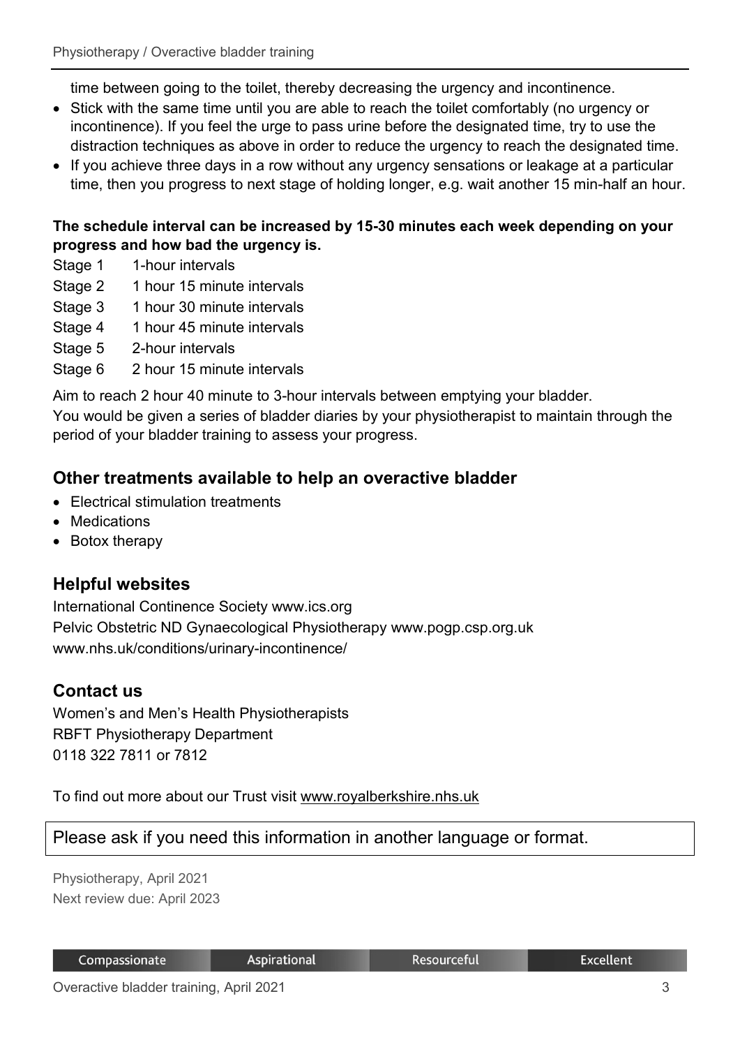time between going to the toilet, thereby decreasing the urgency and incontinence.

- Stick with the same time until you are able to reach the toilet comfortably (no urgency or incontinence). If you feel the urge to pass urine before the designated time, try to use the distraction techniques as above in order to reduce the urgency to reach the designated time.
- If you achieve three days in a row without any urgency sensations or leakage at a particular time, then you progress to next stage of holding longer, e.g. wait another 15 min-half an hour.

**The schedule interval can be increased by 15-30 minutes each week depending on your progress and how bad the urgency is.**

Stage 1 1-hour intervals
Stage 2 1 hour 15 minute intervals
Stage 3 1 hour 30 minute intervals
Stage 4 1 hour 45 minute intervals
Stage 5 2-hour intervals
Stage 6 2 hour 15 minute intervals

Aim to reach 2 hour 40 minute to 3-hour intervals between emptying your bladder.
You would be given a series of bladder diaries by your physiotherapist to maintain through the period of your bladder training to assess your progress.

## Other treatments available to help an overactive bladder

- Electrical stimulation treatments
- Medications
- Botox therapy

## Helpful websites

International Continence Society www.ics.org
Pelvic Obstetric ND Gynaecological Physiotherapy www.pogp.csp.org.uk
www.nhs.uk/conditions/urinary-incontinence/

## Contact us

Women's and Men's Health Physiotherapists
RBFT Physiotherapy Department
0118 322 7811 or 7812

To find out more about our Trust visit www.royalberkshire.nhs.uk

Please ask if you need this information in another language or format.

Physiotherapy, April 2021
Next review due: April 2023

Compassionate | Aspirational | Resourceful | Excellent